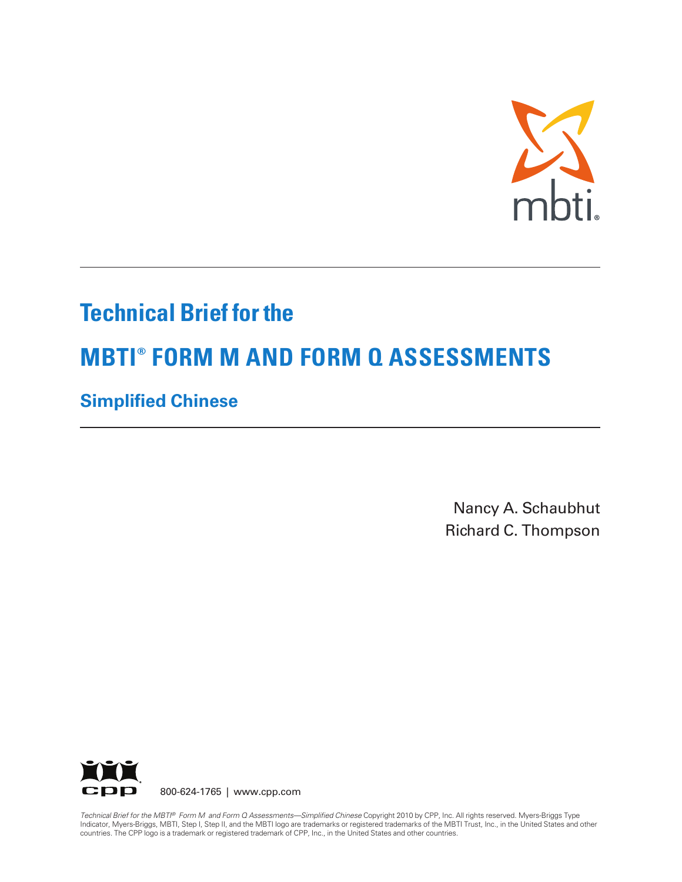# Technical Brief for the

# MBTI® FORM M AND FORM Q ASSESSMENTS

## Simplified Chinese

Nancy A. Schaubhut
Richard C. Thompson

800-624-1765 | www.cpp.com

*Technical Brief for the MBTI® Form M and Form Q Assessments—Simplified Chinese* Copyright 2010 by CPP, Inc. All rights reserved. Myers-Briggs Type Indicator, Myers-Briggs, MBTI, Step I, Step II, and the MBTI logo are trademarks or registered trademarks of the MBTI Trust, Inc., in the United States and other countries. The CPP logo is a trademark or registered trademark of CPP, Inc., in the United States and other countries.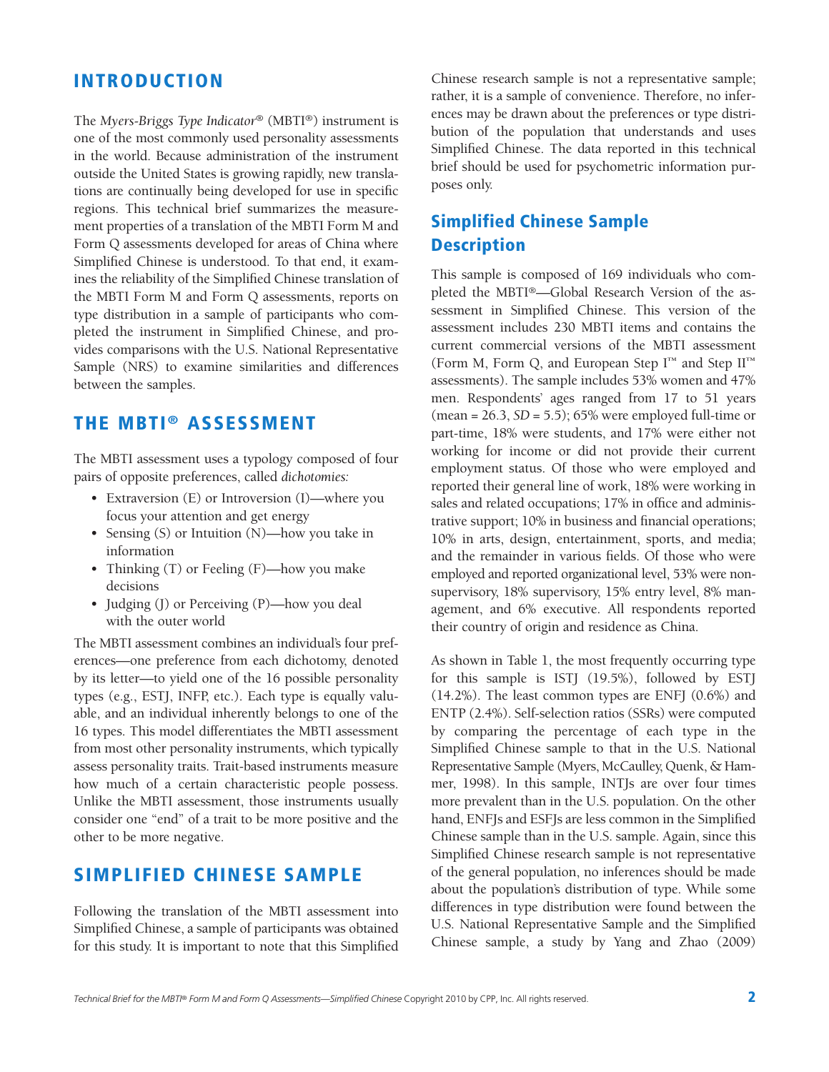## INTRODUCTION

The *Myers-Briggs Type Indicator*® (MBTI®) instrument is one of the most commonly used personality assessments in the world. Because administration of the instrument outside the United States is growing rapidly, new translations are continually being developed for use in specific regions. This technical brief summarizes the measurement properties of a translation of the MBTI Form M and Form Q assessments developed for areas of China where Simplified Chinese is understood. To that end, it examines the reliability of the Simplified Chinese translation of the MBTI Form M and Form Q assessments, reports on type distribution in a sample of participants who completed the instrument in Simplified Chinese, and provides comparisons with the U.S. National Representative Sample (NRS) to examine similarities and differences between the samples.

## THE MBTI® ASSESSMENT

The MBTI assessment uses a typology composed of four pairs of opposite preferences, called *dichotomies:*

- Extraversion (E) or Introversion (I)—where you focus your attention and get energy
- Sensing (S) or Intuition (N)—how you take in information
- Thinking (T) or Feeling (F)—how you make decisions
- Judging (J) or Perceiving (P)—how you deal with the outer world

The MBTI assessment combines an individual's four preferences—one preference from each dichotomy, denoted by its letter—to yield one of the 16 possible personality types (e.g., ESTJ, INFP, etc.). Each type is equally valuable, and an individual inherently belongs to one of the 16 types. This model differentiates the MBTI assessment from most other personality instruments, which typically assess personality traits. Trait-based instruments measure how much of a certain characteristic people possess. Unlike the MBTI assessment, those instruments usually consider one "end" of a trait to be more positive and the other to be more negative.

## SIMPLIFIED CHINESE SAMPLE

Following the translation of the MBTI assessment into Simplified Chinese, a sample of participants was obtained for this study. It is important to note that this Simplified Chinese research sample is not a representative sample; rather, it is a sample of convenience. Therefore, no inferences may be drawn about the preferences or type distribution of the population that understands and uses Simplified Chinese. The data reported in this technical brief should be used for psychometric information purposes only.

### Simplified Chinese Sample Description

This sample is composed of 169 individuals who completed the MBTI®—Global Research Version of the assessment in Simplified Chinese. This version of the assessment includes 230 MBTI items and contains the current commercial versions of the MBTI assessment (Form M, Form Q, and European Step I™ and Step II™ assessments). The sample includes 53% women and 47% men. Respondents' ages ranged from 17 to 51 years (mean = 26.3, *SD* = 5.5); 65% were employed full-time or part-time, 18% were students, and 17% were either not working for income or did not provide their current employment status. Of those who were employed and reported their general line of work, 18% were working in sales and related occupations; 17% in office and administrative support; 10% in business and financial operations; 10% in arts, design, entertainment, sports, and media; and the remainder in various fields. Of those who were employed and reported organizational level, 53% were nonsupervisory, 18% supervisory, 15% entry level, 8% management, and 6% executive. All respondents reported their country of origin and residence as China.

As shown in Table 1, the most frequently occurring type for this sample is ISTJ (19.5%), followed by ESTJ (14.2%). The least common types are ENFJ (0.6%) and ENTP (2.4%). Self-selection ratios (SSRs) were computed by comparing the percentage of each type in the Simplified Chinese sample to that in the U.S. National Representative Sample (Myers, McCaulley, Quenk, & Hammer, 1998). In this sample, INTJs are over four times more prevalent than in the U.S. population. On the other hand, ENFJs and ESFJs are less common in the Simplified Chinese sample than in the U.S. sample. Again, since this Simplified Chinese research sample is not representative of the general population, no inferences should be made about the population's distribution of type. While some differences in type distribution were found between the U.S. National Representative Sample and the Simplified Chinese sample, a study by Yang and Zhao (2009)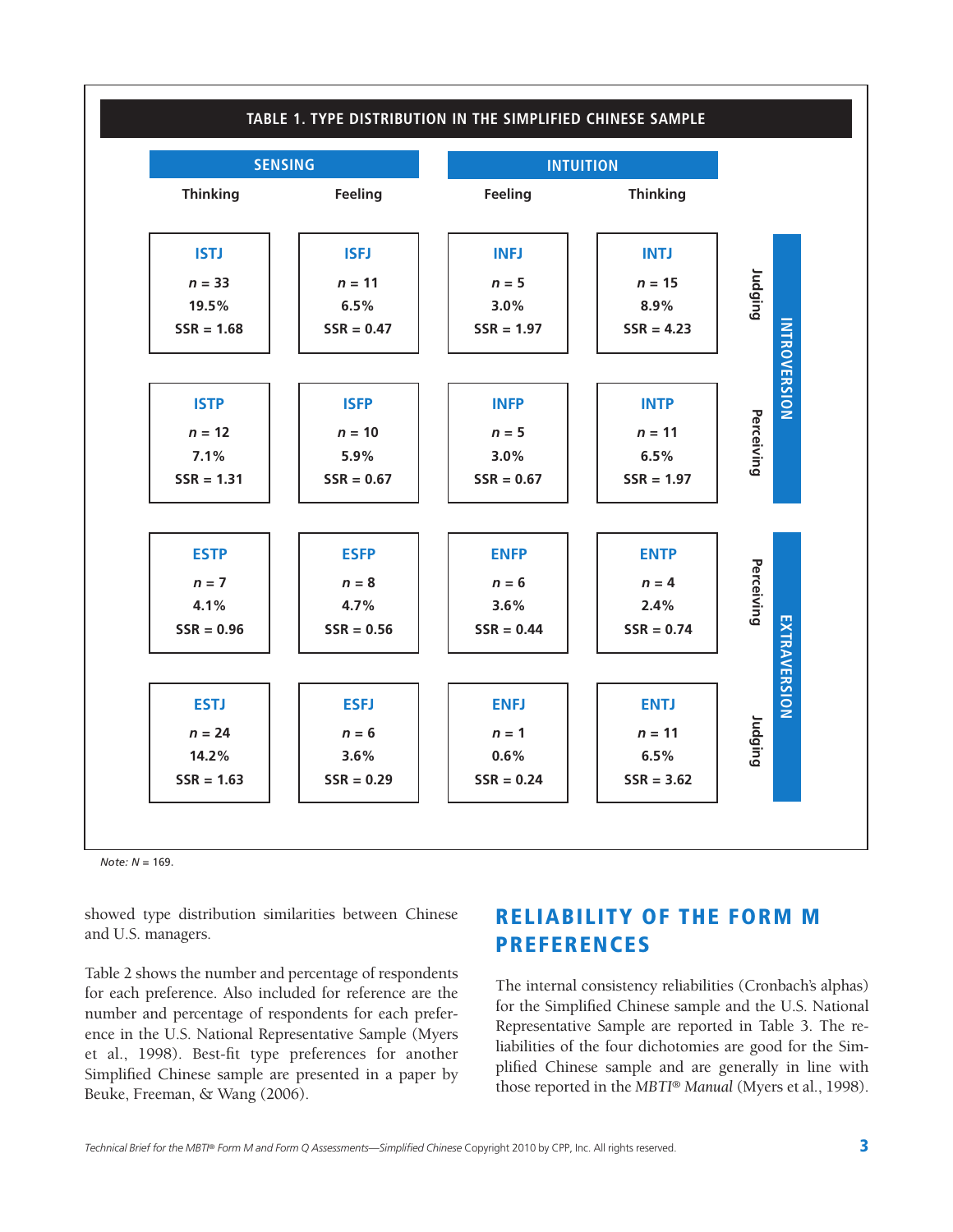**TABLE 1. TYPE DISTRIBUTION IN THE SIMPLIFIED CHINESE SAMPLE**

| | Sensing: Thinking | Sensing: Feeling | Intuition: Feeling | Intuition: Thinking |
|---|---|---|---|---|
| Introversion – Judging | **ISTJ** $n$ = 33, 19.5%, SSR = 1.68 | **ISFJ** $n$ = 11, 6.5%, SSR = 0.47 | **INFJ** $n$ = 5, 3.0%, SSR = 1.97 | **INTJ** $n$ = 15, 8.9%, SSR = 4.23 |
| Introversion – Perceiving | **ISTP** $n$ = 12, 7.1%, SSR = 1.31 | **ISFP** $n$ = 10, 5.9%, SSR = 0.67 | **INFP** $n$ = 5, 3.0%, SSR = 0.67 | **INTP** $n$ = 11, 6.5%, SSR = 1.97 |
| Extraversion – Perceiving | **ESTP** $n$ = 7, 4.1%, SSR = 0.96 | **ESFP** $n$ = 8, 4.7%, SSR = 0.56 | **ENFP** $n$ = 6, 3.6%, SSR = 0.44 | **ENTP** $n$ = 4, 2.4%, SSR = 0.74 |
| Extraversion – Judging | **ESTJ** $n$ = 24, 14.2%, SSR = 1.63 | **ESFJ** $n$ = 6, 3.6%, SSR = 0.29 | **ENFJ** $n$ = 1, 0.6%, SSR = 0.24 | **ENTJ** $n$ = 11, 6.5%, SSR = 3.62 |

*Note: N* = 169.

showed type distribution similarities between Chinese and U.S. managers.

Table 2 shows the number and percentage of respondents for each preference. Also included for reference are the number and percentage of respondents for each preference in the U.S. National Representative Sample (Myers et al., 1998). Best-fit type preferences for another Simplified Chinese sample are presented in a paper by Beuke, Freeman, & Wang (2006).

## RELIABILITY OF THE FORM M PREFERENCES

The internal consistency reliabilities (Cronbach's alphas) for the Simplified Chinese sample and the U.S. National Representative Sample are reported in Table 3. The reliabilities of the four dichotomies are good for the Simplified Chinese sample and are generally in line with those reported in the *MBTI® Manual* (Myers et al., 1998).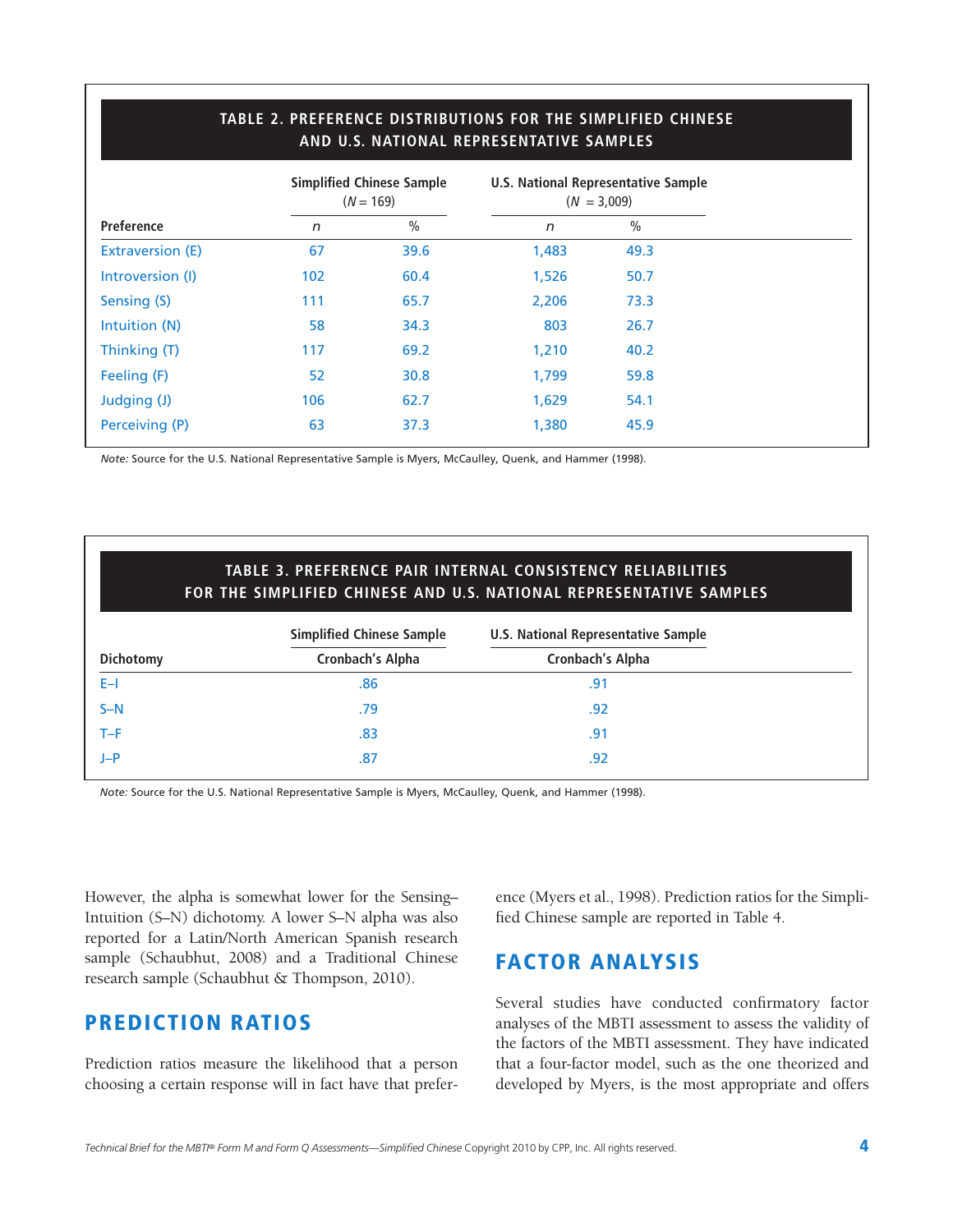**TABLE 2. PREFERENCE DISTRIBUTIONS FOR THE SIMPLIFIED CHINESE AND U.S. NATIONAL REPRESENTATIVE SAMPLES**

| | Simplified Chinese Sample ($N$ = 169) | | U.S. National Representative Sample ($N$ = 3,009) | |
|---|---|---|---|---|
| Preference | $n$ | % | $n$ | % |
| Extraversion (E) | 67 | 39.6 | 1,483 | 49.3 |
| Introversion (I) | 102 | 60.4 | 1,526 | 50.7 |
| Sensing (S) | 111 | 65.7 | 2,206 | 73.3 |
| Intuition (N) | 58 | 34.3 | 803 | 26.7 |
| Thinking (T) | 117 | 69.2 | 1,210 | 40.2 |
| Feeling (F) | 52 | 30.8 | 1,799 | 59.8 |
| Judging (J) | 106 | 62.7 | 1,629 | 54.1 |
| Perceiving (P) | 63 | 37.3 | 1,380 | 45.9 |

*Note:* Source for the U.S. National Representative Sample is Myers, McCaulley, Quenk, and Hammer (1998).

**TABLE 3. PREFERENCE PAIR INTERNAL CONSISTENCY RELIABILITIES FOR THE SIMPLIFIED CHINESE AND U.S. NATIONAL REPRESENTATIVE SAMPLES**

| | Simplified Chinese Sample | U.S. National Representative Sample |
|---|---|---|
| Dichotomy | Cronbach's Alpha | Cronbach's Alpha |
| E–I | .86 | .91 |
| S–N | .79 | .92 |
| T–F | .83 | .91 |
| J–P | .87 | .92 |

*Note:* Source for the U.S. National Representative Sample is Myers, McCaulley, Quenk, and Hammer (1998).

However, the alpha is somewhat lower for the Sensing–Intuition (S–N) dichotomy. A lower S–N alpha was also reported for a Latin/North American Spanish research sample (Schaubhut, 2008) and a Traditional Chinese research sample (Schaubhut & Thompson, 2010).

## PREDICTION RATIOS

Prediction ratios measure the likelihood that a person choosing a certain response will in fact have that preference (Myers et al., 1998). Prediction ratios for the Simplified Chinese sample are reported in Table 4.

## FACTOR ANALYSIS

Several studies have conducted confirmatory factor analyses of the MBTI assessment to assess the validity of the factors of the MBTI assessment. They have indicated that a four-factor model, such as the one theorized and developed by Myers, is the most appropriate and offers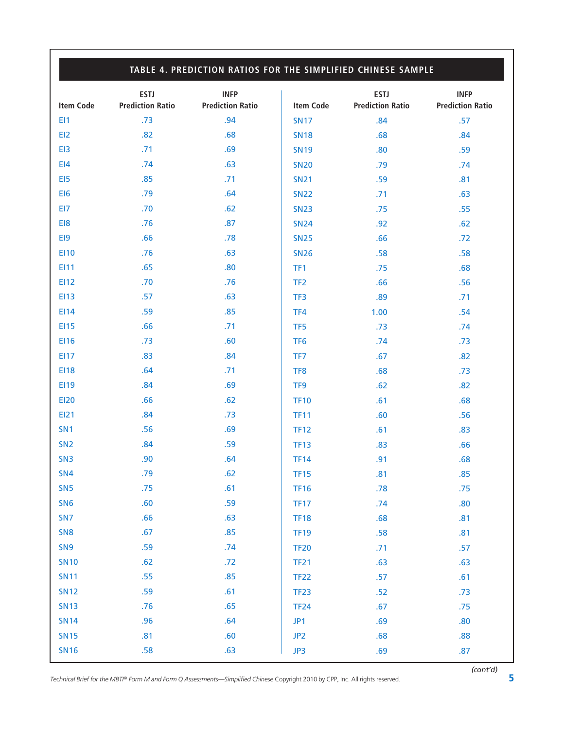## TABLE 4. PREDICTION RATIOS FOR THE SIMPLIFIED CHINESE SAMPLE

| Item Code | ESTJ Prediction Ratio | INFP Prediction Ratio | Item Code | ESTJ Prediction Ratio | INFP Prediction Ratio |
|---|---|---|---|---|---|
| EI1 | .73 | .94 | SN17 | .84 | .57 |
| EI2 | .82 | .68 | SN18 | .68 | .84 |
| EI3 | .71 | .69 | SN19 | .80 | .59 |
| EI4 | .74 | .63 | SN20 | .79 | .74 |
| EI5 | .85 | .71 | SN21 | .59 | .81 |
| EI6 | .79 | .64 | SN22 | .71 | .63 |
| EI7 | .70 | .62 | SN23 | .75 | .55 |
| EI8 | .76 | .87 | SN24 | .92 | .62 |
| EI9 | .66 | .78 | SN25 | .66 | .72 |
| EI10 | .76 | .63 | SN26 | .58 | .58 |
| EI11 | .65 | .80 | TF1 | .75 | .68 |
| EI12 | .70 | .76 | TF2 | .66 | .56 |
| EI13 | .57 | .63 | TF3 | .89 | .71 |
| EI14 | .59 | .85 | TF4 | 1.00 | .54 |
| EI15 | .66 | .71 | TF5 | .73 | .74 |
| EI16 | .73 | .60 | TF6 | .74 | .73 |
| EI17 | .83 | .84 | TF7 | .67 | .82 |
| EI18 | .64 | .71 | TF8 | .68 | .73 |
| EI19 | .84 | .69 | TF9 | .62 | .82 |
| EI20 | .66 | .62 | TF10 | .61 | .68 |
| EI21 | .84 | .73 | TF11 | .60 | .56 |
| SN1 | .56 | .69 | TF12 | .61 | .83 |
| SN2 | .84 | .59 | TF13 | .83 | .66 |
| SN3 | .90 | .64 | TF14 | .91 | .68 |
| SN4 | .79 | .62 | TF15 | .81 | .85 |
| SN5 | .75 | .61 | TF16 | .78 | .75 |
| SN6 | .60 | .59 | TF17 | .74 | .80 |
| SN7 | .66 | .63 | TF18 | .68 | .81 |
| SN8 | .67 | .85 | TF19 | .58 | .81 |
| SN9 | .59 | .74 | TF20 | .71 | .57 |
| SN10 | .62 | .72 | TF21 | .63 | .63 |
| SN11 | .55 | .85 | TF22 | .57 | .61 |
| SN12 | .59 | .61 | TF23 | .52 | .73 |
| SN13 | .76 | .65 | TF24 | .67 | .75 |
| SN14 | .96 | .64 | JP1 | .69 | .80 |
| SN15 | .81 | .60 | JP2 | .68 | .88 |
| SN16 | .58 | .63 | JP3 | .69 | .87 |

*(cont'd)*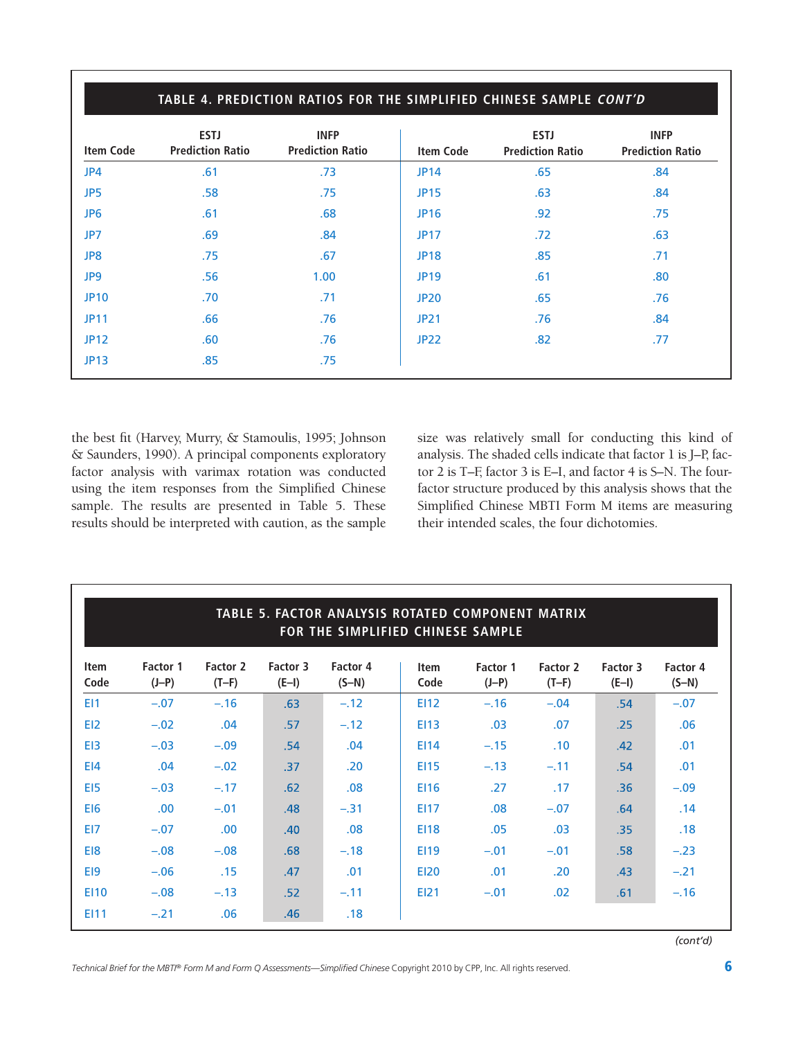**TABLE 4. PREDICTION RATIOS FOR THE SIMPLIFIED CHINESE SAMPLE *CONT'D***

| Item Code | ESTJ Prediction Ratio | INFP Prediction Ratio | Item Code | ESTJ Prediction Ratio | INFP Prediction Ratio |
|---|---|---|---|---|---|
| JP4 | .61 | .73 | JP14 | .65 | .84 |
| JP5 | .58 | .75 | JP15 | .63 | .84 |
| JP6 | .61 | .68 | JP16 | .92 | .75 |
| JP7 | .69 | .84 | JP17 | .72 | .63 |
| JP8 | .75 | .67 | JP18 | .85 | .71 |
| JP9 | .56 | 1.00 | JP19 | .61 | .80 |
| JP10 | .70 | .71 | JP20 | .65 | .76 |
| JP11 | .66 | .76 | JP21 | .76 | .84 |
| JP12 | .60 | .76 | JP22 | .82 | .77 |
| JP13 | .85 | .75 | | | |

the best fit (Harvey, Murry, & Stamoulis, 1995; Johnson & Saunders, 1990). A principal components exploratory factor analysis with varimax rotation was conducted using the item responses from the Simplified Chinese sample. The results are presented in Table 5. These results should be interpreted with caution, as the sample size was relatively small for conducting this kind of analysis. The shaded cells indicate that factor 1 is J–P, factor 2 is T–F, factor 3 is E–I, and factor 4 is S–N. The four-factor structure produced by this analysis shows that the Simplified Chinese MBTI Form M items are measuring their intended scales, the four dichotomies.

**TABLE 5. FACTOR ANALYSIS ROTATED COMPONENT MATRIX FOR THE SIMPLIFIED CHINESE SAMPLE**

| Item Code | Factor 1 (J–P) | Factor 2 (T–F) | Factor 3 (E–I) | Factor 4 (S–N) | Item Code | Factor 1 (J–P) | Factor 2 (T–F) | Factor 3 (E–I) | Factor 4 (S–N) |
|---|---|---|---|---|---|---|---|---|---|
| EI1 | –.07 | –.16 | .63 | –.12 | EI12 | –.16 | –.04 | .54 | –.07 |
| EI2 | –.02 | .04 | .57 | –.12 | EI13 | .03 | .07 | .25 | .06 |
| EI3 | –.03 | –.09 | .54 | .04 | EI14 | –.15 | .10 | .42 | .01 |
| EI4 | .04 | –.02 | .37 | .20 | EI15 | –.13 | –.11 | .54 | .01 |
| EI5 | –.03 | –.17 | .62 | .08 | EI16 | .27 | .17 | .36 | –.09 |
| EI6 | .00 | –.01 | .48 | –.31 | EI17 | .08 | –.07 | .64 | .14 |
| EI7 | –.07 | .00 | .40 | .08 | EI18 | .05 | .03 | .35 | .18 |
| EI8 | –.08 | –.08 | .68 | –.18 | EI19 | –.01 | –.01 | .58 | –.23 |
| EI9 | –.06 | .15 | .47 | .01 | EI20 | .01 | .20 | .43 | –.21 |
| EI10 | –.08 | –.13 | .52 | –.11 | EI21 | –.01 | .02 | .61 | –.16 |
| EI11 | –.21 | .06 | .46 | .18 | | | | | |

*(cont'd)*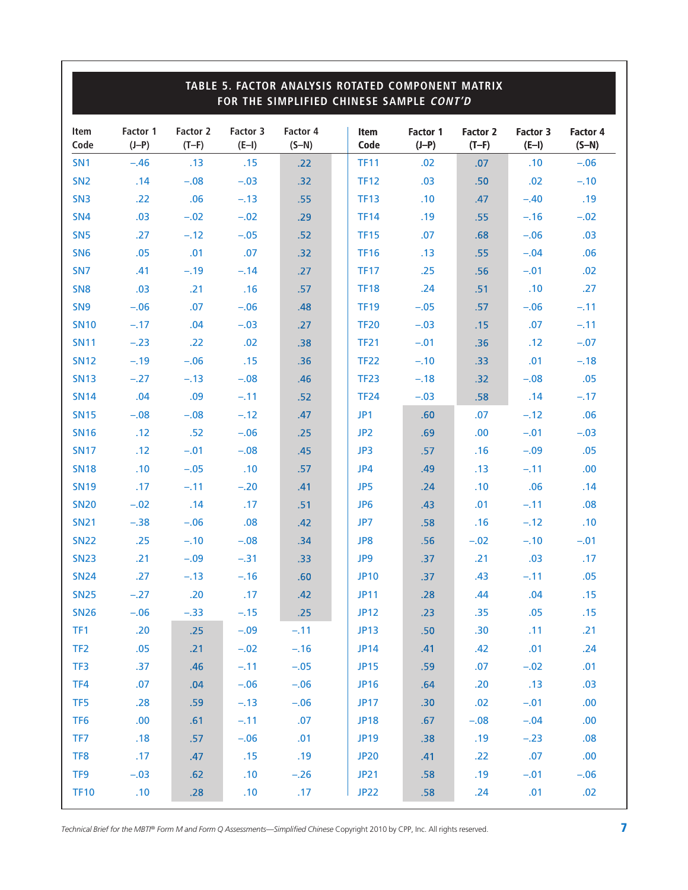## TABLE 5. FACTOR ANALYSIS ROTATED COMPONENT MATRIX FOR THE SIMPLIFIED CHINESE SAMPLE *CONT'D*

| Item Code | Factor 1 (J–P) | Factor 2 (T–F) | Factor 3 (E–I) | Factor 4 (S–N) | Item Code | Factor 1 (J–P) | Factor 2 (T–F) | Factor 3 (E–I) | Factor 4 (S–N) |
|---|---|---|---|---|---|---|---|---|---|
| SN1 | –.46 | .13 | .15 | .22 | TF11 | .02 | .07 | .10 | –.06 |
| SN2 | .14 | –.08 | –.03 | .32 | TF12 | .03 | .50 | .02 | –.10 |
| SN3 | .22 | .06 | –.13 | .55 | TF13 | .10 | .47 | –.40 | .19 |
| SN4 | .03 | –.02 | –.02 | .29 | TF14 | .19 | .55 | –.16 | –.02 |
| SN5 | .27 | –.12 | –.05 | .52 | TF15 | .07 | .68 | –.06 | .03 |
| SN6 | .05 | .01 | .07 | .32 | TF16 | .13 | .55 | –.04 | .06 |
| SN7 | .41 | –.19 | –.14 | .27 | TF17 | .25 | .56 | –.01 | .02 |
| SN8 | .03 | .21 | .16 | .57 | TF18 | .24 | .51 | .10 | .27 |
| SN9 | –.06 | .07 | –.06 | .48 | TF19 | –.05 | .57 | –.06 | –.11 |
| SN10 | –.17 | .04 | –.03 | .27 | TF20 | –.03 | .15 | .07 | –.11 |
| SN11 | –.23 | .22 | .02 | .38 | TF21 | –.01 | .36 | .12 | –.07 |
| SN12 | –.19 | –.06 | .15 | .36 | TF22 | –.10 | .33 | .01 | –.18 |
| SN13 | –.27 | –.13 | –.08 | .46 | TF23 | –.18 | .32 | –.08 | .05 |
| SN14 | .04 | .09 | –.11 | .52 | TF24 | –.03 | .58 | .14 | –.17 |
| SN15 | –.08 | –.08 | –.12 | .47 | JP1 | .60 | .07 | –.12 | .06 |
| SN16 | .12 | .52 | –.06 | .25 | JP2 | .69 | .00 | –.01 | –.03 |
| SN17 | .12 | –.01 | –.08 | .45 | JP3 | .57 | .16 | –.09 | .05 |
| SN18 | .10 | –.05 | .10 | .57 | JP4 | .49 | .13 | –.11 | .00 |
| SN19 | .17 | –.11 | –.20 | .41 | JP5 | .24 | .10 | .06 | .14 |
| SN20 | –.02 | .14 | .17 | .51 | JP6 | .43 | .01 | –.11 | .08 |
| SN21 | –.38 | –.06 | .08 | .42 | JP7 | .58 | .16 | –.12 | .10 |
| SN22 | .25 | –.10 | –.08 | .34 | JP8 | .56 | –.02 | –.10 | –.01 |
| SN23 | .21 | –.09 | –.31 | .33 | JP9 | .37 | .21 | .03 | .17 |
| SN24 | .27 | –.13 | –.16 | .60 | JP10 | .37 | .43 | –.11 | .05 |
| SN25 | –.27 | .20 | .17 | .42 | JP11 | .28 | .44 | .04 | .15 |
| SN26 | –.06 | –.33 | –.15 | .25 | JP12 | .23 | .35 | .05 | .15 |
| TF1 | .20 | .25 | –.09 | –.11 | JP13 | .50 | .30 | .11 | .21 |
| TF2 | .05 | .21 | –.02 | –.16 | JP14 | .41 | .42 | .01 | .24 |
| TF3 | .37 | .46 | –.11 | –.05 | JP15 | .59 | .07 | –.02 | .01 |
| TF4 | .07 | .04 | –.06 | –.06 | JP16 | .64 | .20 | .13 | .03 |
| TF5 | .28 | .59 | –.13 | –.06 | JP17 | .30 | .02 | –.01 | .00 |
| TF6 | .00 | .61 | –.11 | .07 | JP18 | .67 | –.08 | –.04 | .00 |
| TF7 | .18 | .57 | –.06 | .01 | JP19 | .38 | .19 | –.23 | .08 |
| TF8 | .17 | .47 | .15 | .19 | JP20 | .41 | .22 | .07 | .00 |
| TF9 | –.03 | .62 | .10 | –.26 | JP21 | .58 | .19 | –.01 | –.06 |
| TF10 | .10 | .28 | .10 | .17 | JP22 | .58 | .24 | .01 | .02 |

*Technical Brief for the MBTI® Form M and Form Q Assessments—Simplified Chinese* Copyright 2010 by CPP, Inc. All rights reserved.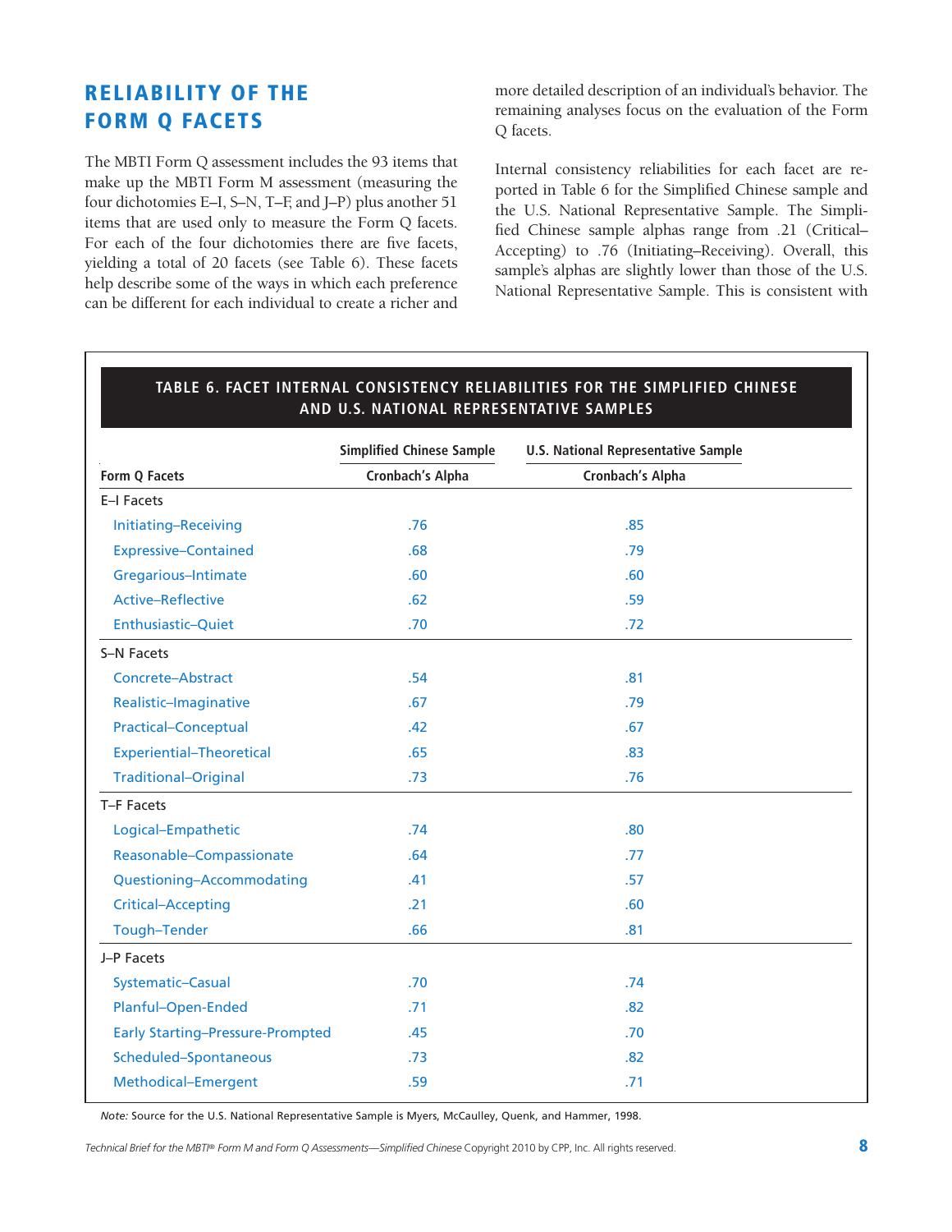## RELIABILITY OF THE FORM Q FACETS

The MBTI Form Q assessment includes the 93 items that make up the MBTI Form M assessment (measuring the four dichotomies E–I, S–N, T–F, and J–P) plus another 51 items that are used only to measure the Form Q facets. For each of the four dichotomies there are five facets, yielding a total of 20 facets (see Table 6). These facets help describe some of the ways in which each preference can be different for each individual to create a richer and more detailed description of an individual's behavior. The remaining analyses focus on the evaluation of the Form Q facets.

Internal consistency reliabilities for each facet are reported in Table 6 for the Simplified Chinese sample and the U.S. National Representative Sample. The Simplified Chinese sample alphas range from .21 (Critical–Accepting) to .76 (Initiating–Receiving). Overall, this sample's alphas are slightly lower than those of the U.S. National Representative Sample. This is consistent with

**TABLE 6. FACET INTERNAL CONSISTENCY RELIABILITIES FOR THE SIMPLIFIED CHINESE AND U.S. NATIONAL REPRESENTATIVE SAMPLES**

| Form Q Facets | Simplified Chinese Sample Cronbach's Alpha | U.S. National Representative Sample Cronbach's Alpha |
|---|---|---|
| **E–I Facets** | | |
| Initiating–Receiving | .76 | .85 |
| Expressive–Contained | .68 | .79 |
| Gregarious–Intimate | .60 | .60 |
| Active–Reflective | .62 | .59 |
| Enthusiastic–Quiet | .70 | .72 |
| **S–N Facets** | | |
| Concrete–Abstract | .54 | .81 |
| Realistic–Imaginative | .67 | .79 |
| Practical–Conceptual | .42 | .67 |
| Experiential–Theoretical | .65 | .83 |
| Traditional–Original | .73 | .76 |
| **T–F Facets** | | |
| Logical–Empathetic | .74 | .80 |
| Reasonable–Compassionate | .64 | .77 |
| Questioning–Accommodating | .41 | .57 |
| Critical–Accepting | .21 | .60 |
| Tough–Tender | .66 | .81 |
| **J–P Facets** | | |
| Systematic–Casual | .70 | .74 |
| Planful–Open-Ended | .71 | .82 |
| Early Starting–Pressure-Prompted | .45 | .70 |
| Scheduled–Spontaneous | .73 | .82 |
| Methodical–Emergent | .59 | .71 |

*Note:* Source for the U.S. National Representative Sample is Myers, McCaulley, Quenk, and Hammer, 1998.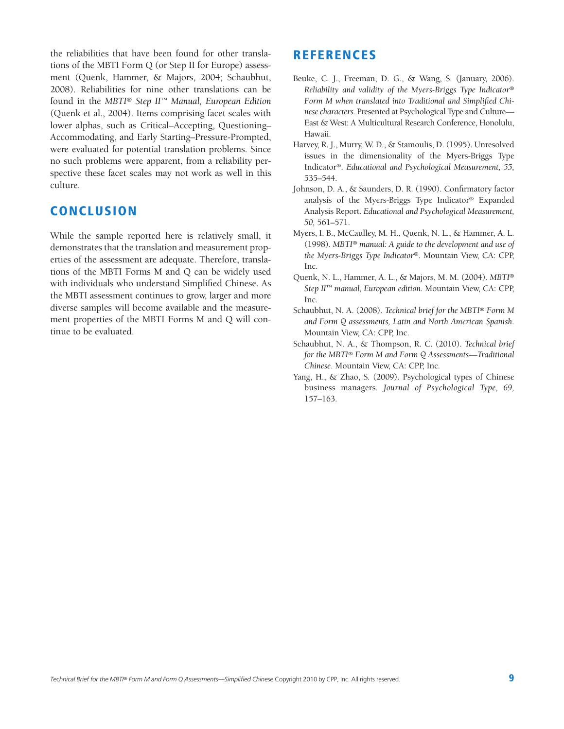the reliabilities that have been found for other translations of the MBTI Form Q (or Step II for Europe) assessment (Quenk, Hammer, & Majors, 2004; Schaubhut, 2008). Reliabilities for nine other translations can be found in the *MBTI® Step II™ Manual, European Edition* (Quenk et al., 2004). Items comprising facet scales with lower alphas, such as Critical–Accepting, Questioning–Accommodating, and Early Starting–Pressure-Prompted, were evaluated for potential translation problems. Since no such problems were apparent, from a reliability perspective these facet scales may not work as well in this culture.

## CONCLUSION

While the sample reported here is relatively small, it demonstrates that the translation and measurement properties of the assessment are adequate. Therefore, translations of the MBTI Forms M and Q can be widely used with individuals who understand Simplified Chinese. As the MBTI assessment continues to grow, larger and more diverse samples will become available and the measurement properties of the MBTI Forms M and Q will continue to be evaluated.

## REFERENCES

Beuke, C. J., Freeman, D. G., & Wang, S. (January, 2006). *Reliability and validity of the Myers-Briggs Type Indicator® Form M when translated into Traditional and Simplified Chinese characters.* Presented at Psychological Type and Culture—East & West: A Multicultural Research Conference, Honolulu, Hawaii.

Harvey, R. J., Murry, W. D., & Stamoulis, D. (1995). Unresolved issues in the dimensionality of the Myers-Briggs Type Indicator®. *Educational and Psychological Measurement, 55,* 535–544.

Johnson, D. A., & Saunders, D. R. (1990). Confirmatory factor analysis of the Myers-Briggs Type Indicator® Expanded Analysis Report. *Educational and Psychological Measurement, 50,* 561–571.

Myers, I. B., McCaulley, M. H., Quenk, N. L., & Hammer, A. L. (1998). *MBTI® manual: A guide to the development and use of the Myers-Briggs Type Indicator®.* Mountain View, CA: CPP, Inc.

Quenk, N. L., Hammer, A. L., & Majors, M. M. (2004). *MBTI® Step II™ manual, European edition.* Mountain View, CA: CPP, Inc.

Schaubhut, N. A. (2008). *Technical brief for the MBTI® Form M and Form Q assessments, Latin and North American Spanish.* Mountain View, CA: CPP, Inc.

Schaubhut, N. A., & Thompson, R. C. (2010). *Technical brief for the MBTI® Form M and Form Q Assessments—Traditional Chinese*. Mountain View, CA: CPP, Inc.

Yang, H., & Zhao, S. (2009). Psychological types of Chinese business managers. *Journal of Psychological Type, 69,* 157–163.